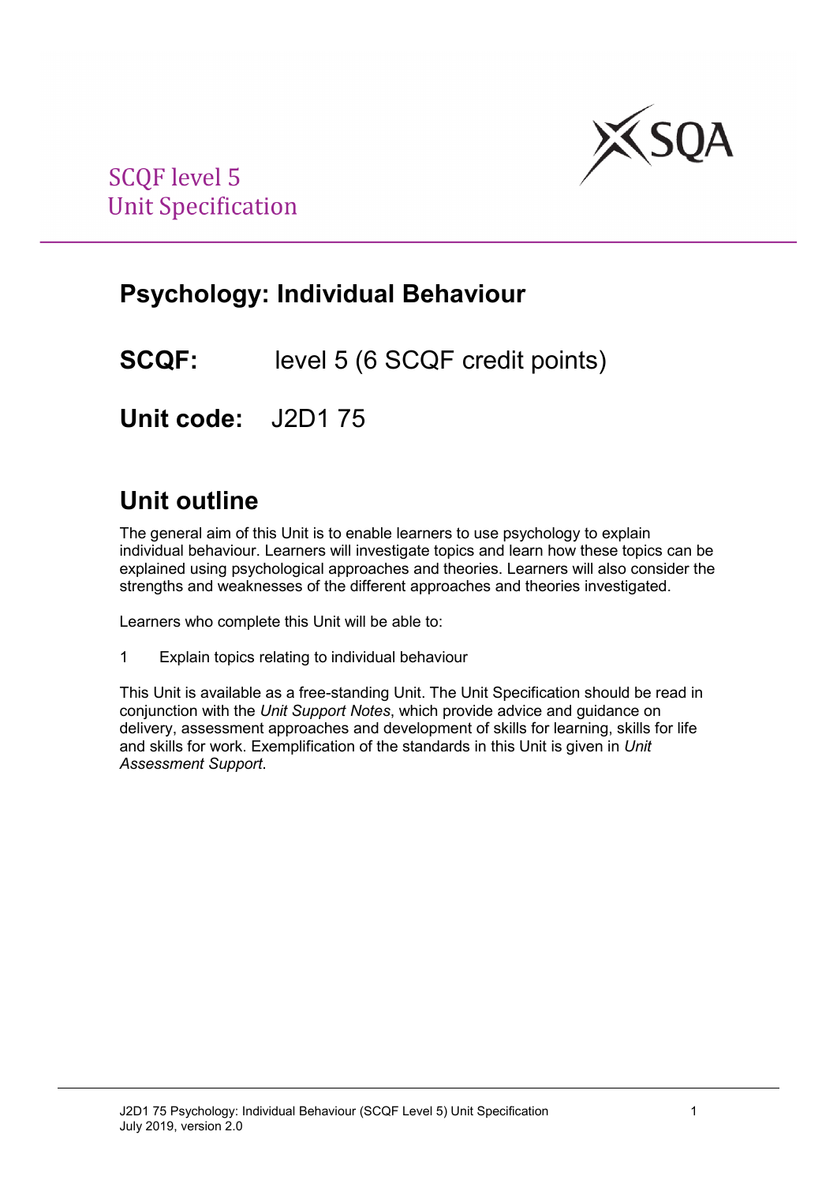SCQF level 5
Unit Specification

# Psychology: Individual Behaviour

**SCQF:** level 5 (6 SCQF credit points)

**Unit code:** J2D1 75

## Unit outline

The general aim of this Unit is to enable learners to use psychology to explain individual behaviour. Learners will investigate topics and learn how these topics can be explained using psychological approaches and theories. Learners will also consider the strengths and weaknesses of the different approaches and theories investigated.

Learners who complete this Unit will be able to:

1 Explain topics relating to individual behaviour

This Unit is available as a free-standing Unit. The Unit Specification should be read in conjunction with the *Unit Support Notes*, which provide advice and guidance on delivery, assessment approaches and development of skills for learning, skills for life and skills for work. Exemplification of the standards in this Unit is given in *Unit Assessment Support*.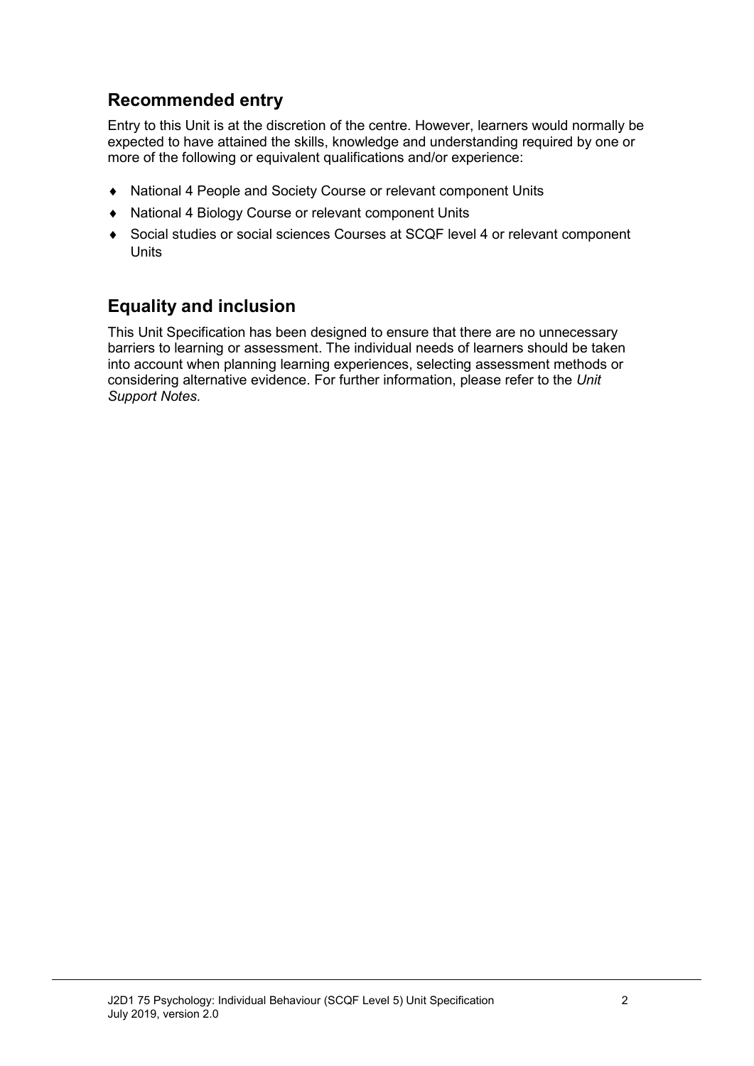## Recommended entry

Entry to this Unit is at the discretion of the centre. However, learners would normally be expected to have attained the skills, knowledge and understanding required by one or more of the following or equivalent qualifications and/or experience:

- National 4 People and Society Course or relevant component Units
- National 4 Biology Course or relevant component Units
- Social studies or social sciences Courses at SCQF level 4 or relevant component Units

## Equality and inclusion

This Unit Specification has been designed to ensure that there are no unnecessary barriers to learning or assessment. The individual needs of learners should be taken into account when planning learning experiences, selecting assessment methods or considering alternative evidence. For further information, please refer to the *Unit Support Notes.*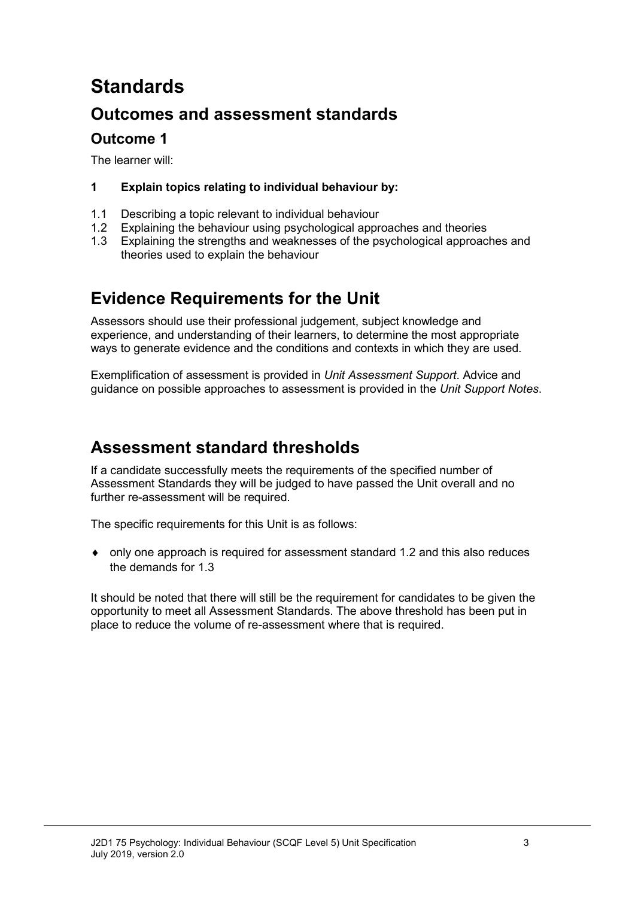# Standards

## Outcomes and assessment standards

### Outcome 1

The learner will:

**1 Explain topics relating to individual behaviour by:**

1.1 Describing a topic relevant to individual behaviour
1.2 Explaining the behaviour using psychological approaches and theories
1.3 Explaining the strengths and weaknesses of the psychological approaches and theories used to explain the behaviour

## Evidence Requirements for the Unit

Assessors should use their professional judgement, subject knowledge and experience, and understanding of their learners, to determine the most appropriate ways to generate evidence and the conditions and contexts in which they are used.

Exemplification of assessment is provided in *Unit Assessment Support*. Advice and guidance on possible approaches to assessment is provided in the *Unit Support Notes*.

## Assessment standard thresholds

If a candidate successfully meets the requirements of the specified number of Assessment Standards they will be judged to have passed the Unit overall and no further re-assessment will be required.

The specific requirements for this Unit is as follows:

- only one approach is required for assessment standard 1.2 and this also reduces the demands for 1.3

It should be noted that there will still be the requirement for candidates to be given the opportunity to meet all Assessment Standards. The above threshold has been put in place to reduce the volume of re-assessment where that is required.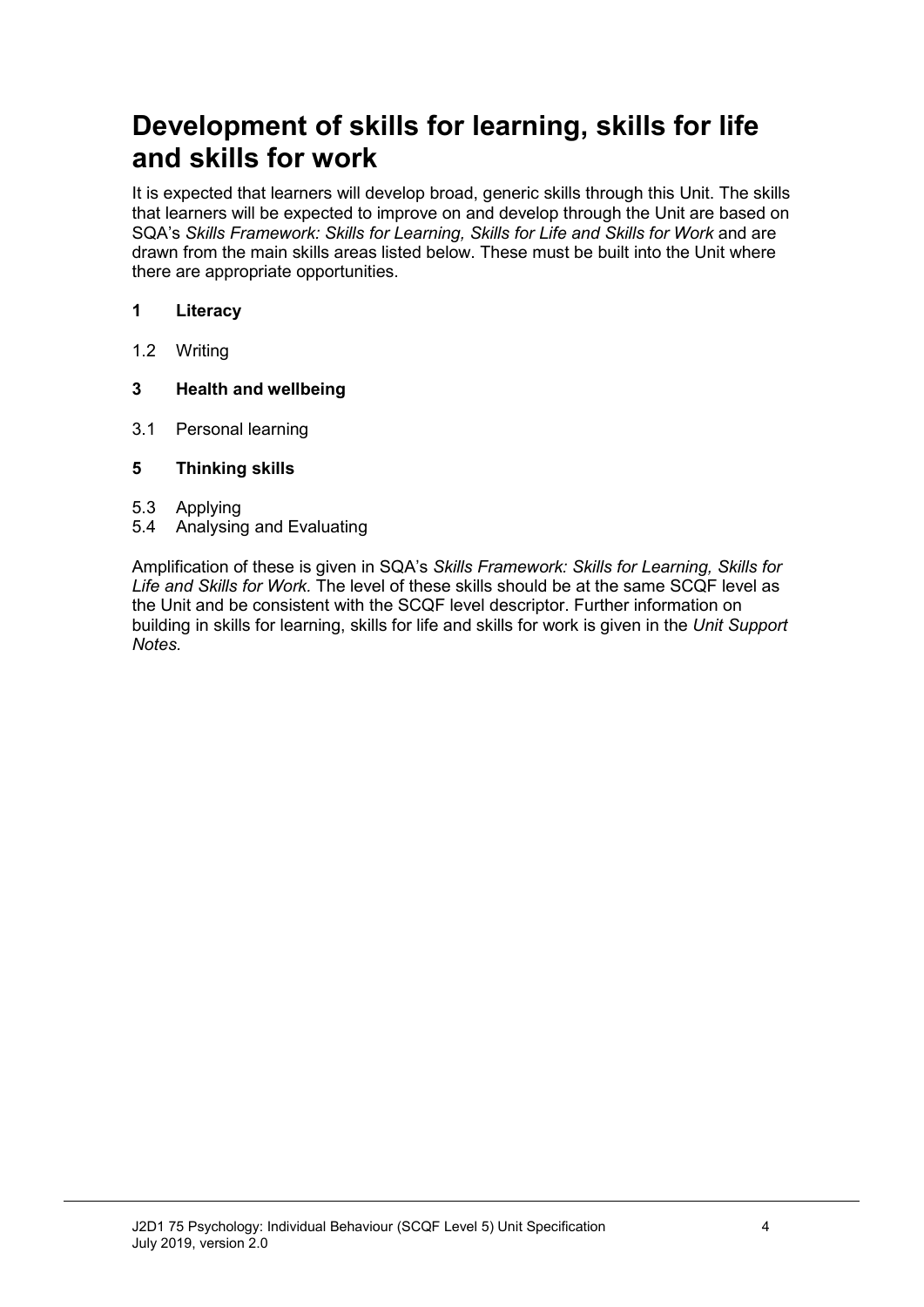# Development of skills for learning, skills for life and skills for work

It is expected that learners will develop broad, generic skills through this Unit. The skills that learners will be expected to improve on and develop through the Unit are based on SQA's *Skills Framework: Skills for Learning, Skills for Life and Skills for Work* and are drawn from the main skills areas listed below. These must be built into the Unit where there are appropriate opportunities.

**1 Literacy**

1.2 Writing

**3 Health and wellbeing**

3.1 Personal learning

**5 Thinking skills**

5.3 Applying
5.4 Analysing and Evaluating

Amplification of these is given in SQA's *Skills Framework: Skills for Learning, Skills for Life and Skills for Work*. The level of these skills should be at the same SCQF level as the Unit and be consistent with the SCQF level descriptor. Further information on building in skills for learning, skills for life and skills for work is given in the *Unit Support Notes.*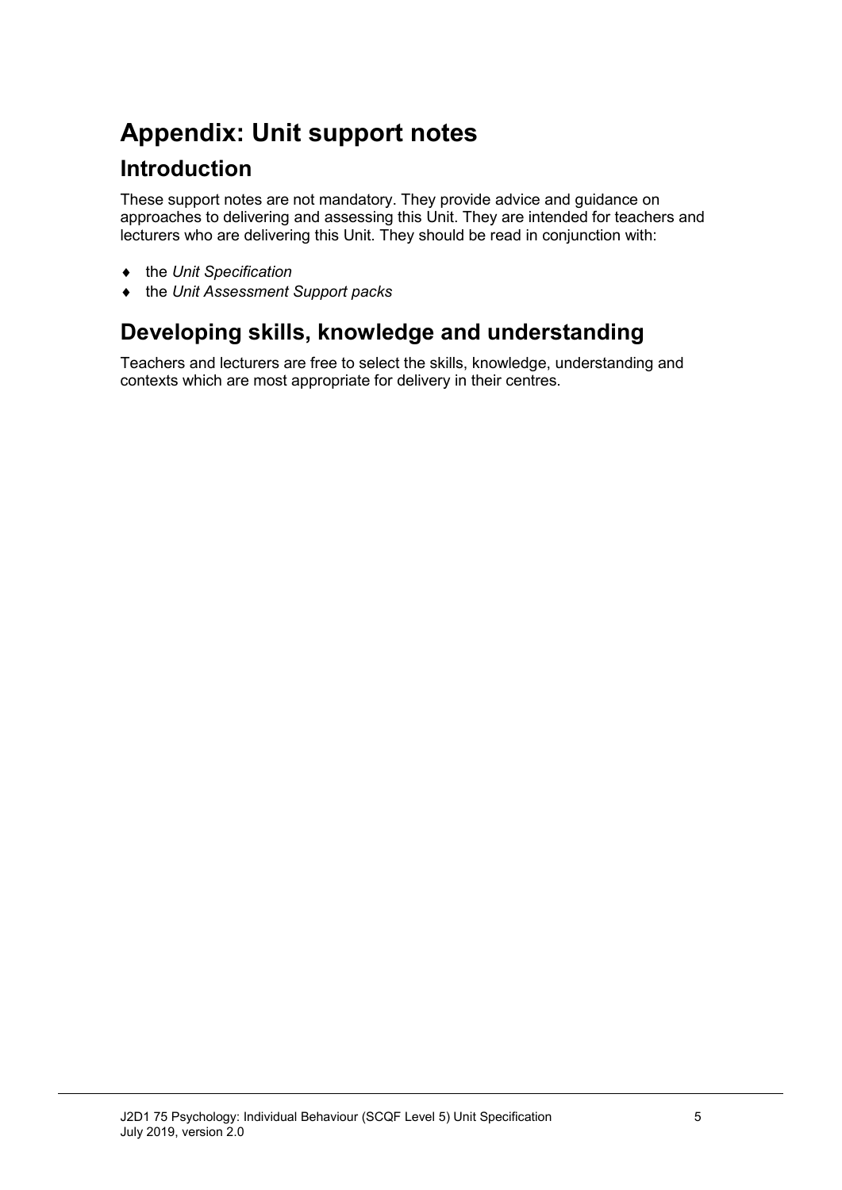# Appendix: Unit support notes

## Introduction

These support notes are not mandatory. They provide advice and guidance on approaches to delivering and assessing this Unit. They are intended for teachers and lecturers who are delivering this Unit. They should be read in conjunction with:

- the *Unit Specification*
- the *Unit Assessment Support packs*

## Developing skills, knowledge and understanding

Teachers and lecturers are free to select the skills, knowledge, understanding and contexts which are most appropriate for delivery in their centres.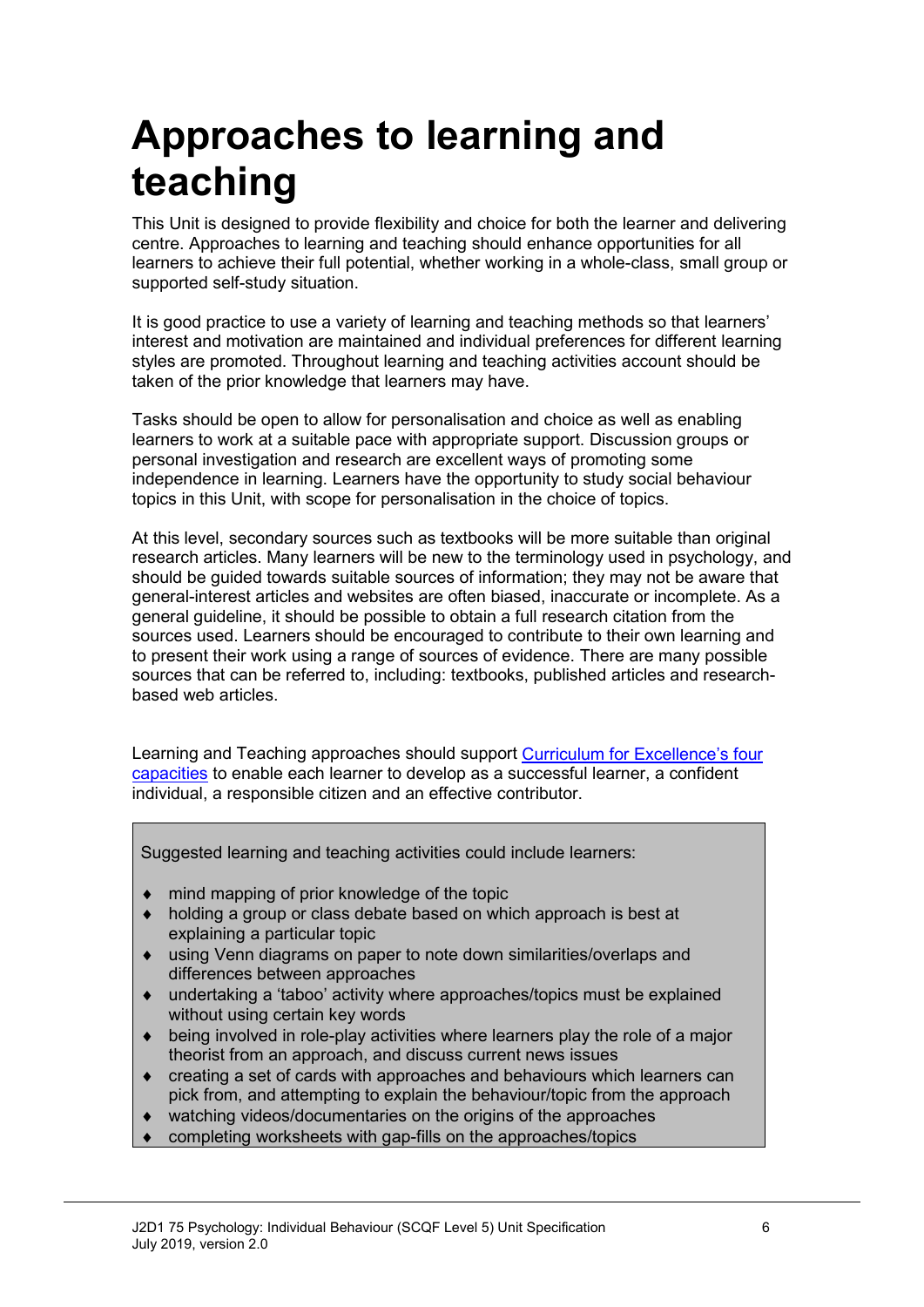# Approaches to learning and teaching

This Unit is designed to provide flexibility and choice for both the learner and delivering centre. Approaches to learning and teaching should enhance opportunities for all learners to achieve their full potential, whether working in a whole-class, small group or supported self-study situation.

It is good practice to use a variety of learning and teaching methods so that learners' interest and motivation are maintained and individual preferences for different learning styles are promoted. Throughout learning and teaching activities account should be taken of the prior knowledge that learners may have.

Tasks should be open to allow for personalisation and choice as well as enabling learners to work at a suitable pace with appropriate support. Discussion groups or personal investigation and research are excellent ways of promoting some independence in learning. Learners have the opportunity to study social behaviour topics in this Unit, with scope for personalisation in the choice of topics.

At this level, secondary sources such as textbooks will be more suitable than original research articles. Many learners will be new to the terminology used in psychology, and should be guided towards suitable sources of information; they may not be aware that general-interest articles and websites are often biased, inaccurate or incomplete. As a general guideline, it should be possible to obtain a full research citation from the sources used. Learners should be encouraged to contribute to their own learning and to present their work using a range of sources of evidence. There are many possible sources that can be referred to, including: textbooks, published articles and research-based web articles.

Learning and Teaching approaches should support Curriculum for Excellence's four capacities to enable each learner to develop as a successful learner, a confident individual, a responsible citizen and an effective contributor.

Suggested learning and teaching activities could include learners:

- mind mapping of prior knowledge of the topic
- holding a group or class debate based on which approach is best at explaining a particular topic
- using Venn diagrams on paper to note down similarities/overlaps and differences between approaches
- undertaking a 'taboo' activity where approaches/topics must be explained without using certain key words
- being involved in role-play activities where learners play the role of a major theorist from an approach, and discuss current news issues
- creating a set of cards with approaches and behaviours which learners can pick from, and attempting to explain the behaviour/topic from the approach
- watching videos/documentaries on the origins of the approaches
- completing worksheets with gap-fills on the approaches/topics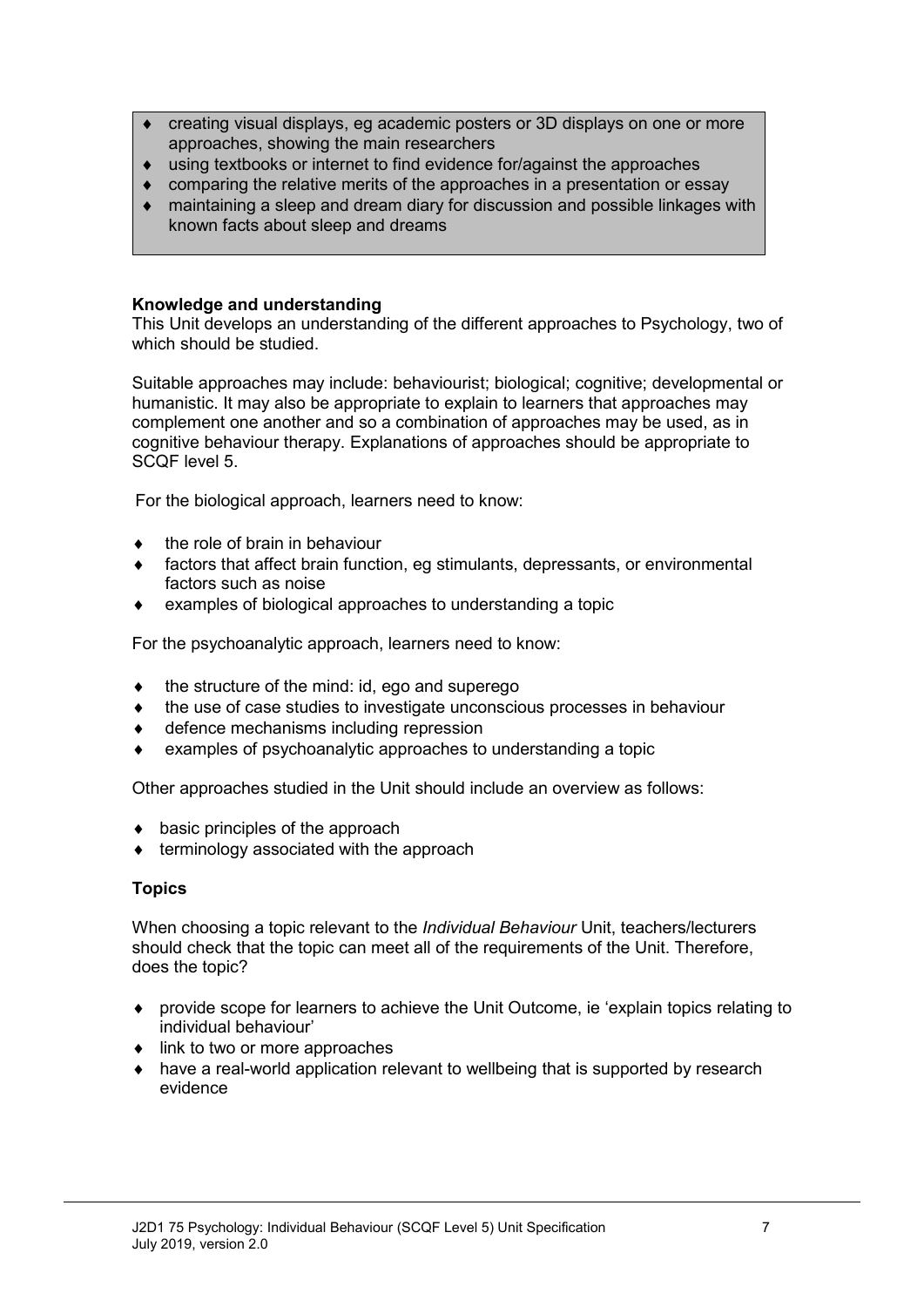- creating visual displays, eg academic posters or 3D displays on one or more approaches, showing the main researchers
- using textbooks or internet to find evidence for/against the approaches
- comparing the relative merits of the approaches in a presentation or essay
- maintaining a sleep and dream diary for discussion and possible linkages with known facts about sleep and dreams

**Knowledge and understanding**

This Unit develops an understanding of the different approaches to Psychology, two of which should be studied.

Suitable approaches may include: behaviourist; biological; cognitive; developmental or humanistic. It may also be appropriate to explain to learners that approaches may complement one another and so a combination of approaches may be used, as in cognitive behaviour therapy. Explanations of approaches should be appropriate to SCQF level 5.

For the biological approach, learners need to know:

- the role of brain in behaviour
- factors that affect brain function, eg stimulants, depressants, or environmental factors such as noise
- examples of biological approaches to understanding a topic

For the psychoanalytic approach, learners need to know:

- the structure of the mind: id, ego and superego
- the use of case studies to investigate unconscious processes in behaviour
- defence mechanisms including repression
- examples of psychoanalytic approaches to understanding a topic

Other approaches studied in the Unit should include an overview as follows:

- basic principles of the approach
- terminology associated with the approach

**Topics**

When choosing a topic relevant to the *Individual Behaviour* Unit, teachers/lecturers should check that the topic can meet all of the requirements of the Unit. Therefore, does the topic?

- provide scope for learners to achieve the Unit Outcome, ie 'explain topics relating to individual behaviour'
- link to two or more approaches
- have a real-world application relevant to wellbeing that is supported by research evidence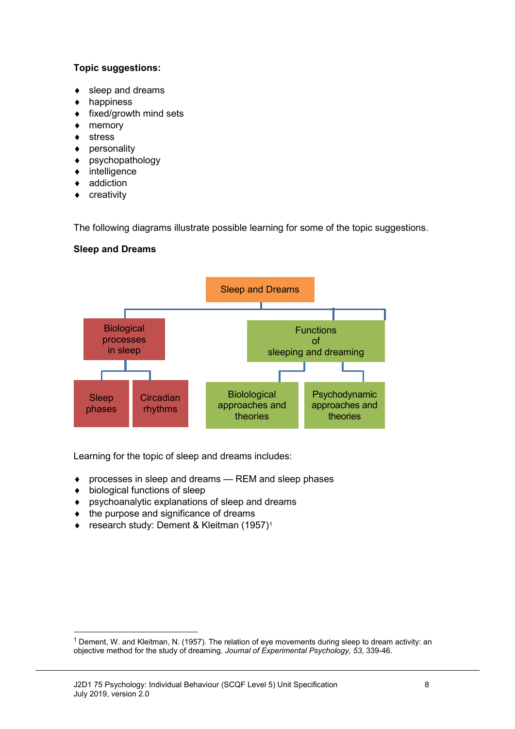**Topic suggestions:**

- sleep and dreams
- happiness
- fixed/growth mind sets
- memory
- stress
- personality
- psychopathology
- intelligence
- addiction
- creativity

The following diagrams illustrate possible learning for some of the topic suggestions.

**Sleep and Dreams**

- Sleep and Dreams
  - Biological processes in sleep
    - Sleep phases
    - Circadian rhythms
  - Functions of sleeping and dreaming
    - Biolological approaches and theories
    - Psychodynamic approaches and theories

Learning for the topic of sleep and dreams includes:

- processes in sleep and dreams — REM and sleep phases
- biological functions of sleep
- psychoanalytic explanations of sleep and dreams
- the purpose and significance of dreams
- research study: Dement & Kleitman (1957)[1]

[1] Dement, W. and Kleitman, N. (1957). The relation of eye movements during sleep to dream activity: an objective method for the study of dreaming. *Journal of Experimental Psychology, 53*, 339-46.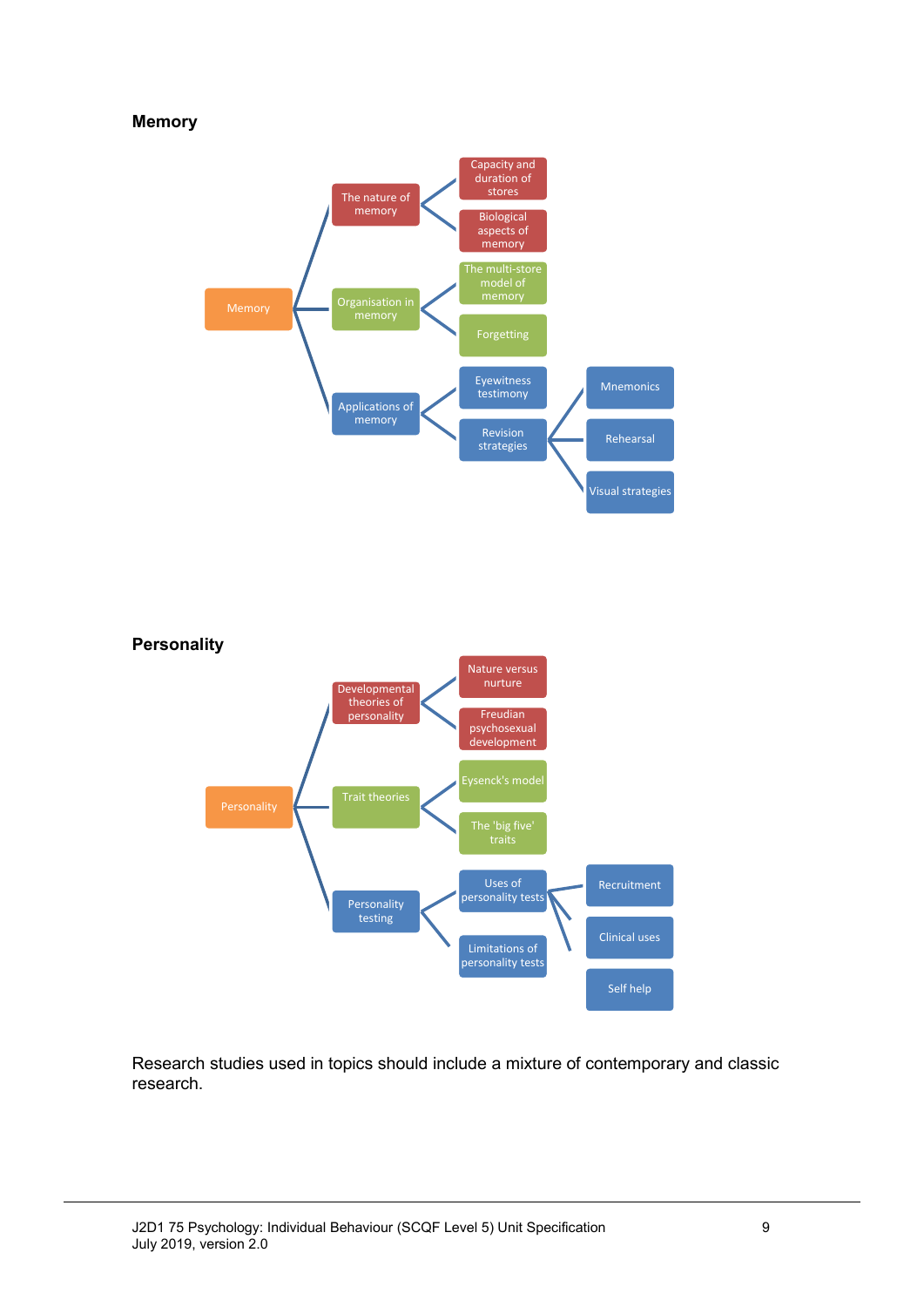## Memory

- Memory
  - The nature of memory
    - Capacity and duration of stores
    - Biological aspects of memory
  - Organisation in memory
    - The multi-store model of memory
    - Forgetting
  - Applications of memory
    - Eyewitness testimony
    - Revision strategies
      - Mnemonics
      - Rehearsal
      - Visual strategies

## Personality

- Personality
  - Developmental theories of personality
    - Nature versus nurture
    - Freudian psychosexual development
  - Trait theories
    - Eysenck's model
    - The 'big five' traits
  - Personality testing
    - Uses of personality tests
      - Recruitment
      - Clinical uses
      - Self help
    - Limitations of personality tests

Research studies used in topics should include a mixture of contemporary and classic research.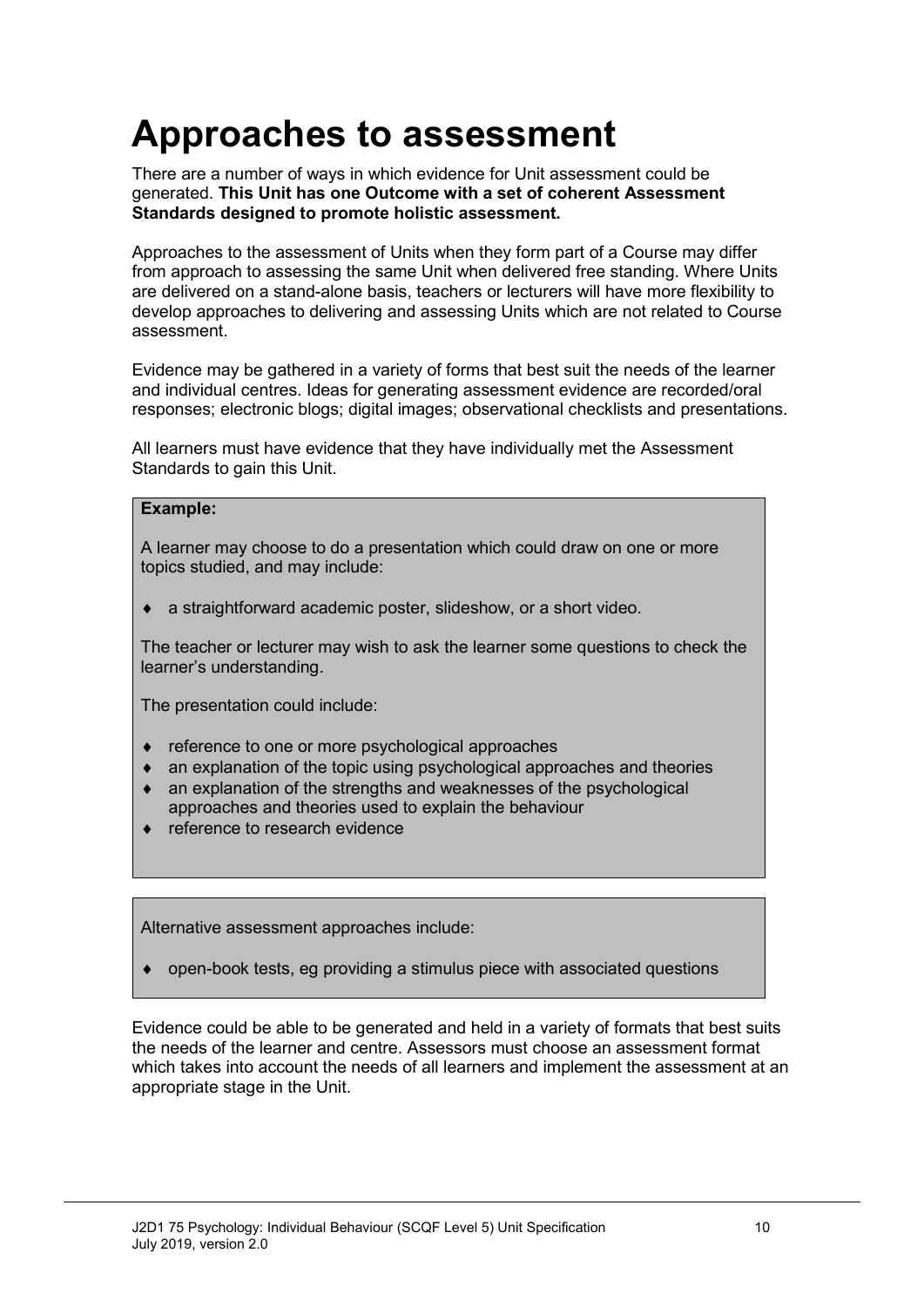# Approaches to assessment

There are a number of ways in which evidence for Unit assessment could be generated. **This Unit has one Outcome with a set of coherent Assessment Standards designed to promote holistic assessment.**

Approaches to the assessment of Units when they form part of a Course may differ from approach to assessing the same Unit when delivered free standing. Where Units are delivered on a stand-alone basis, teachers or lecturers will have more flexibility to develop approaches to delivering and assessing Units which are not related to Course assessment.

Evidence may be gathered in a variety of forms that best suit the needs of the learner and individual centres. Ideas for generating assessment evidence are recorded/oral responses; electronic blogs; digital images; observational checklists and presentations.

All learners must have evidence that they have individually met the Assessment Standards to gain this Unit.

**Example:**

A learner may choose to do a presentation which could draw on one or more topics studied, and may include:

- a straightforward academic poster, slideshow, or a short video.

The teacher or lecturer may wish to ask the learner some questions to check the learner's understanding.

The presentation could include:

- reference to one or more psychological approaches
- an explanation of the topic using psychological approaches and theories
- an explanation of the strengths and weaknesses of the psychological approaches and theories used to explain the behaviour
- reference to research evidence

Alternative assessment approaches include:

- open-book tests, eg providing a stimulus piece with associated questions

Evidence could be able to be generated and held in a variety of formats that best suits the needs of the learner and centre. Assessors must choose an assessment format which takes into account the needs of all learners and implement the assessment at an appropriate stage in the Unit.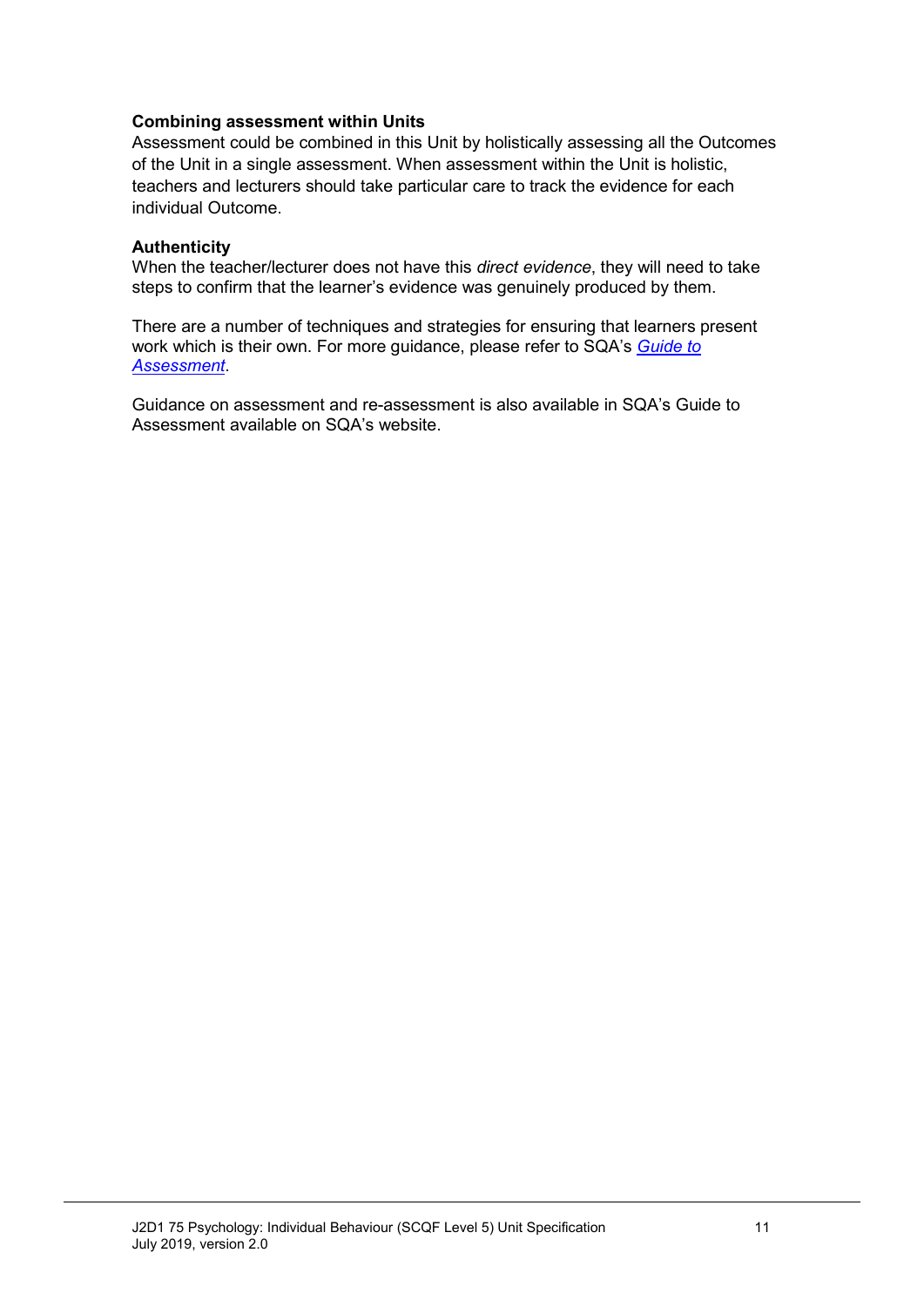**Combining assessment within Units**

Assessment could be combined in this Unit by holistically assessing all the Outcomes of the Unit in a single assessment. When assessment within the Unit is holistic, teachers and lecturers should take particular care to track the evidence for each individual Outcome.

**Authenticity**

When the teacher/lecturer does not have this *direct evidence*, they will need to take steps to confirm that the learner's evidence was genuinely produced by them.

There are a number of techniques and strategies for ensuring that learners present work which is their own. For more guidance, please refer to SQA's *Guide to Assessment*.

Guidance on assessment and re-assessment is also available in SQA's Guide to Assessment available on SQA's website.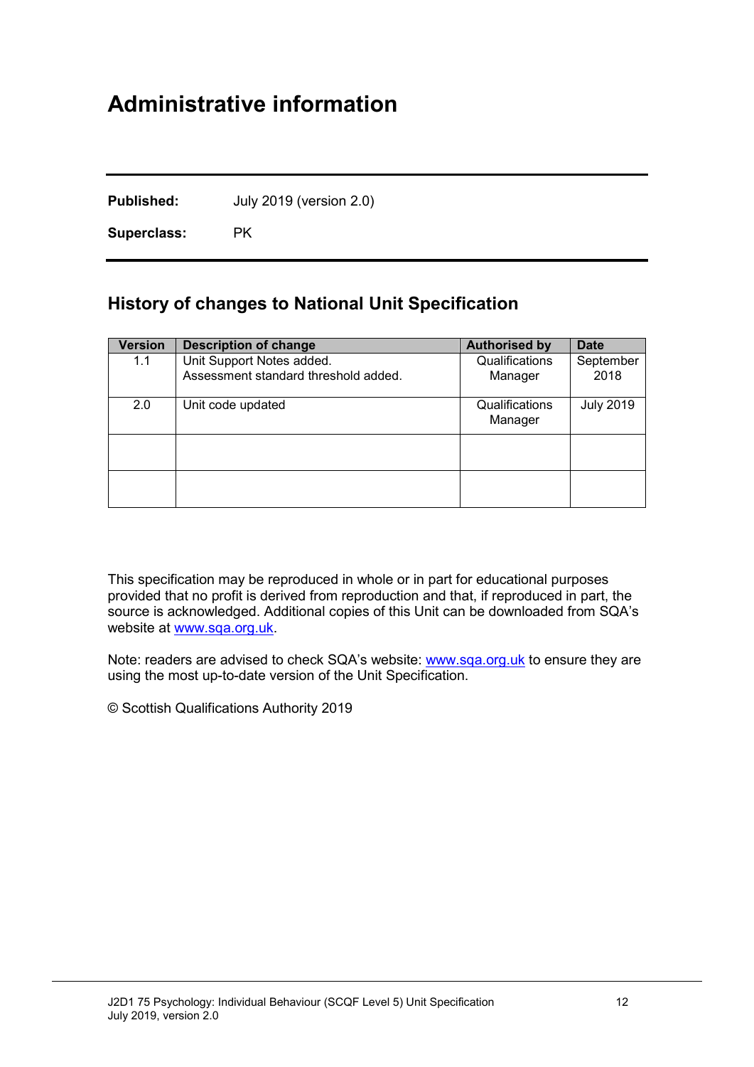# Administrative information

**Published:** July 2019 (version 2.0)

**Superclass:** PK

## History of changes to National Unit Specification

| Version | Description of change | Authorised by | Date |
|---|---|---|---|
| 1.1 | Unit Support Notes added.<br>Assessment standard threshold added. | Qualifications Manager | September 2018 |
| 2.0 | Unit code updated | Qualifications Manager | July 2019 |
| | | | |
| | | | |

This specification may be reproduced in whole or in part for educational purposes provided that no profit is derived from reproduction and that, if reproduced in part, the source is acknowledged. Additional copies of this Unit can be downloaded from SQA's website at www.sqa.org.uk.

Note: readers are advised to check SQA's website: www.sqa.org.uk to ensure they are using the most up-to-date version of the Unit Specification.

© Scottish Qualifications Authority 2019